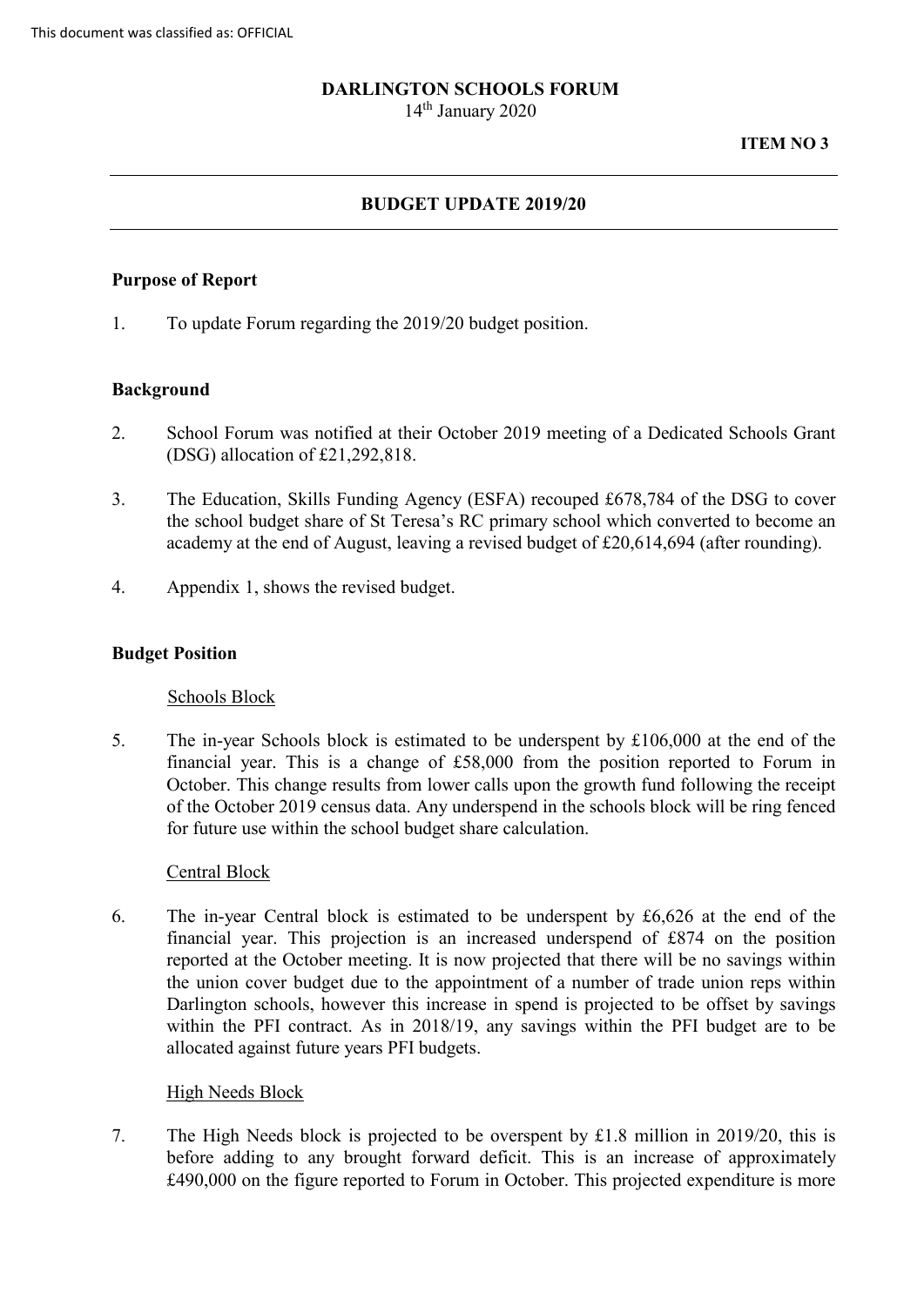This document was classified as: OFFICIAL

**DARLINGTON SCHOOLS FORUM**
14th January 2020

**ITEM NO 3**

## BUDGET UPDATE 2019/20

### Purpose of Report

1. To update Forum regarding the 2019/20 budget position.

### Background

2. School Forum was notified at their October 2019 meeting of a Dedicated Schools Grant (DSG) allocation of £21,292,818.

3. The Education, Skills Funding Agency (ESFA) recouped £678,784 of the DSG to cover the school budget share of St Teresa's RC primary school which converted to become an academy at the end of August, leaving a revised budget of £20,614,694 (after rounding).

4. Appendix 1, shows the revised budget.

### Budget Position

Schools Block

5. The in-year Schools block is estimated to be underspent by £106,000 at the end of the financial year. This is a change of £58,000 from the position reported to Forum in October. This change results from lower calls upon the growth fund following the receipt of the October 2019 census data. Any underspend in the schools block will be ring fenced for future use within the school budget share calculation.

Central Block

6. The in-year Central block is estimated to be underspent by £6,626 at the end of the financial year. This projection is an increased underspend of £874 on the position reported at the October meeting. It is now projected that there will be no savings within the union cover budget due to the appointment of a number of trade union reps within Darlington schools, however this increase in spend is projected to be offset by savings within the PFI contract. As in 2018/19, any savings within the PFI budget are to be allocated against future years PFI budgets.

High Needs Block

7. The High Needs block is projected to be overspent by £1.8 million in 2019/20, this is before adding to any brought forward deficit. This is an increase of approximately £490,000 on the figure reported to Forum in October. This projected expenditure is more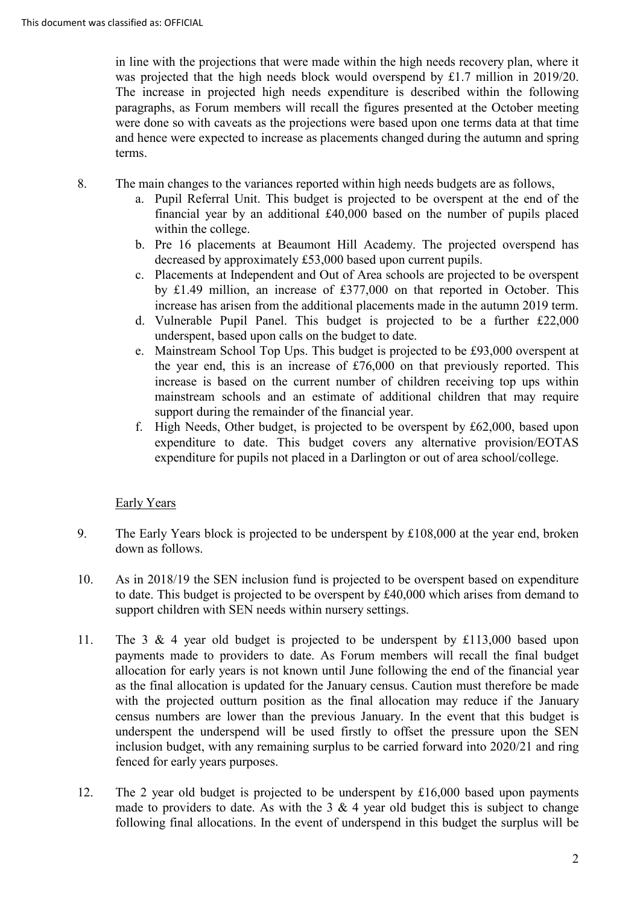in line with the projections that were made within the high needs recovery plan, where it was projected that the high needs block would overspend by £1.7 million in 2019/20. The increase in projected high needs expenditure is described within the following paragraphs, as Forum members will recall the figures presented at the October meeting were done so with caveats as the projections were based upon one terms data at that time and hence were expected to increase as placements changed during the autumn and spring terms.

8. The main changes to the variances reported within high needs budgets are as follows,
   a. Pupil Referral Unit. This budget is projected to be overspent at the end of the financial year by an additional £40,000 based on the number of pupils placed within the college.
   b. Pre 16 placements at Beaumont Hill Academy. The projected overspend has decreased by approximately £53,000 based upon current pupils.
   c. Placements at Independent and Out of Area schools are projected to be overspent by £1.49 million, an increase of £377,000 on that reported in October. This increase has arisen from the additional placements made in the autumn 2019 term.
   d. Vulnerable Pupil Panel. This budget is projected to be a further £22,000 underspent, based upon calls on the budget to date.
   e. Mainstream School Top Ups. This budget is projected to be £93,000 overspent at the year end, this is an increase of £76,000 on that previously reported. This increase is based on the current number of children receiving top ups within mainstream schools and an estimate of additional children that may require support during the remainder of the financial year.
   f. High Needs, Other budget, is projected to be overspent by £62,000, based upon expenditure to date. This budget covers any alternative provision/EOTAS expenditure for pupils not placed in a Darlington or out of area school/college.

## Early Years

9. The Early Years block is projected to be underspent by £108,000 at the year end, broken down as follows.

10. As in 2018/19 the SEN inclusion fund is projected to be overspent based on expenditure to date. This budget is projected to be overspent by £40,000 which arises from demand to support children with SEN needs within nursery settings.

11. The 3 & 4 year old budget is projected to be underspent by £113,000 based upon payments made to providers to date. As Forum members will recall the final budget allocation for early years is not known until June following the end of the financial year as the final allocation is updated for the January census. Caution must therefore be made with the projected outturn position as the final allocation may reduce if the January census numbers are lower than the previous January. In the event that this budget is underspent the underspend will be used firstly to offset the pressure upon the SEN inclusion budget, with any remaining surplus to be carried forward into 2020/21 and ring fenced for early years purposes.

12. The 2 year old budget is projected to be underspent by £16,000 based upon payments made to providers to date. As with the 3 & 4 year old budget this is subject to change following final allocations. In the event of underspend in this budget the surplus will be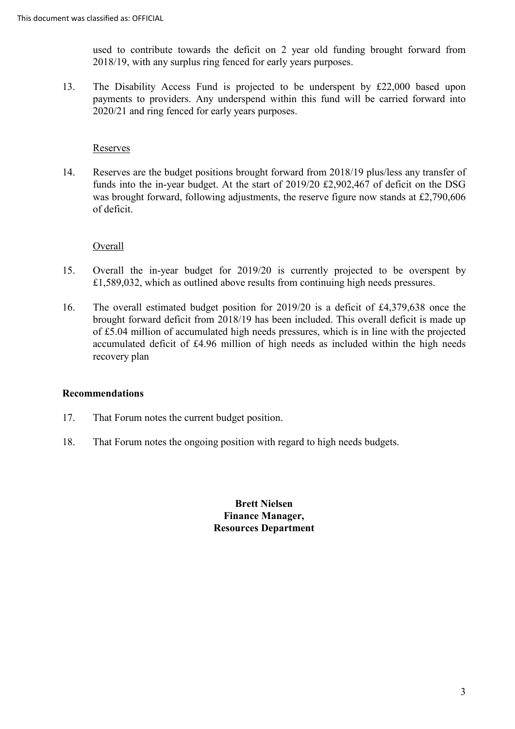used to contribute towards the deficit on 2 year old funding brought forward from 2018/19, with any surplus ring fenced for early years purposes.

13. The Disability Access Fund is projected to be underspent by £22,000 based upon payments to providers. Any underspend within this fund will be carried forward into 2020/21 and ring fenced for early years purposes.

Reserves

14. Reserves are the budget positions brought forward from 2018/19 plus/less any transfer of funds into the in-year budget. At the start of 2019/20 £2,902,467 of deficit on the DSG was brought forward, following adjustments, the reserve figure now stands at £2,790,606 of deficit.

Overall

15. Overall the in-year budget for 2019/20 is currently projected to be overspent by £1,589,032, which as outlined above results from continuing high needs pressures.

16. The overall estimated budget position for 2019/20 is a deficit of £4,379,638 once the brought forward deficit from 2018/19 has been included. This overall deficit is made up of £5.04 million of accumulated high needs pressures, which is in line with the projected accumulated deficit of £4.96 million of high needs as included within the high needs recovery plan

**Recommendations**

17. That Forum notes the current budget position.

18. That Forum notes the ongoing position with regard to high needs budgets.

**Brett Nielsen**
**Finance Manager,**
**Resources Department**